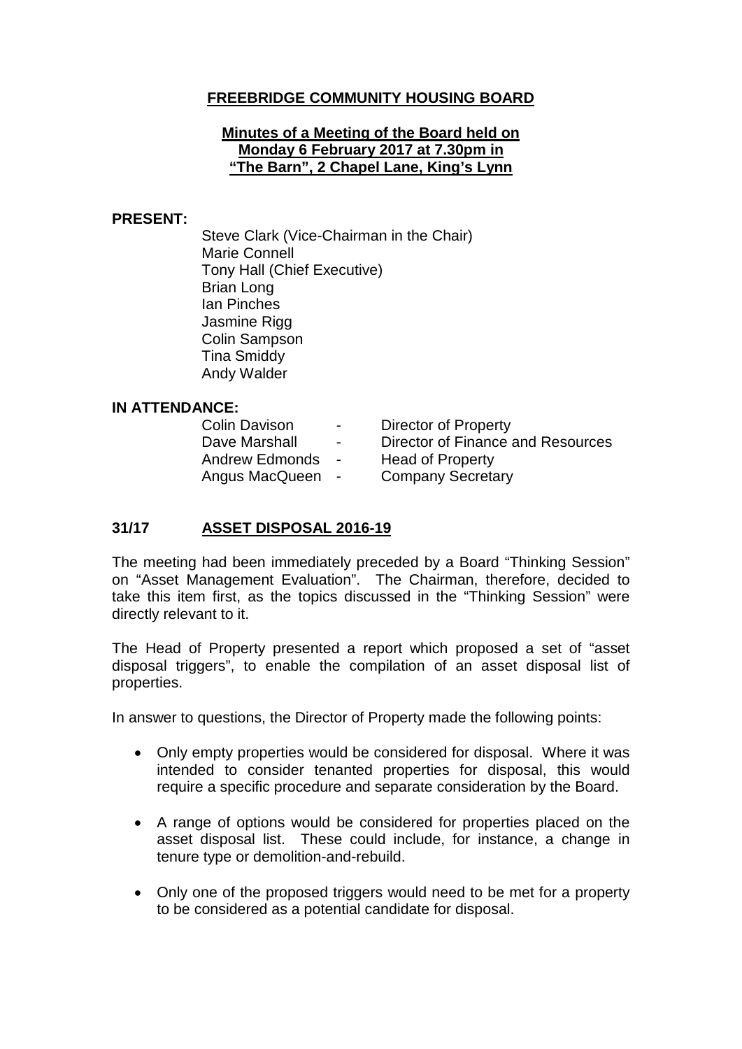# FREEBRIDGE COMMUNITY HOUSING BOARD

## Minutes of a Meeting of the Board held on Monday 6 February 2017 at 7.30pm in "The Barn", 2 Chapel Lane, King's Lynn

**PRESENT:**

Steve Clark (Vice-Chairman in the Chair)
Marie Connell
Tony Hall (Chief Executive)
Brian Long
Ian Pinches
Jasmine Rigg
Colin Sampson
Tina Smiddy
Andy Walder

**IN ATTENDANCE:**

| | | |
|---|---|---|
| Colin Davison | - | Director of Property |
| Dave Marshall | - | Director of Finance and Resources |
| Andrew Edmonds | - | Head of Property |
| Angus MacQueen | - | Company Secretary |

### 31/17 ASSET DISPOSAL 2016-19

The meeting had been immediately preceded by a Board "Thinking Session" on "Asset Management Evaluation". The Chairman, therefore, decided to take this item first, as the topics discussed in the "Thinking Session" were directly relevant to it.

The Head of Property presented a report which proposed a set of "asset disposal triggers", to enable the compilation of an asset disposal list of properties.

In answer to questions, the Director of Property made the following points:

- Only empty properties would be considered for disposal. Where it was intended to consider tenanted properties for disposal, this would require a specific procedure and separate consideration by the Board.
- A range of options would be considered for properties placed on the asset disposal list. These could include, for instance, a change in tenure type or demolition-and-rebuild.
- Only one of the proposed triggers would need to be met for a property to be considered as a potential candidate for disposal.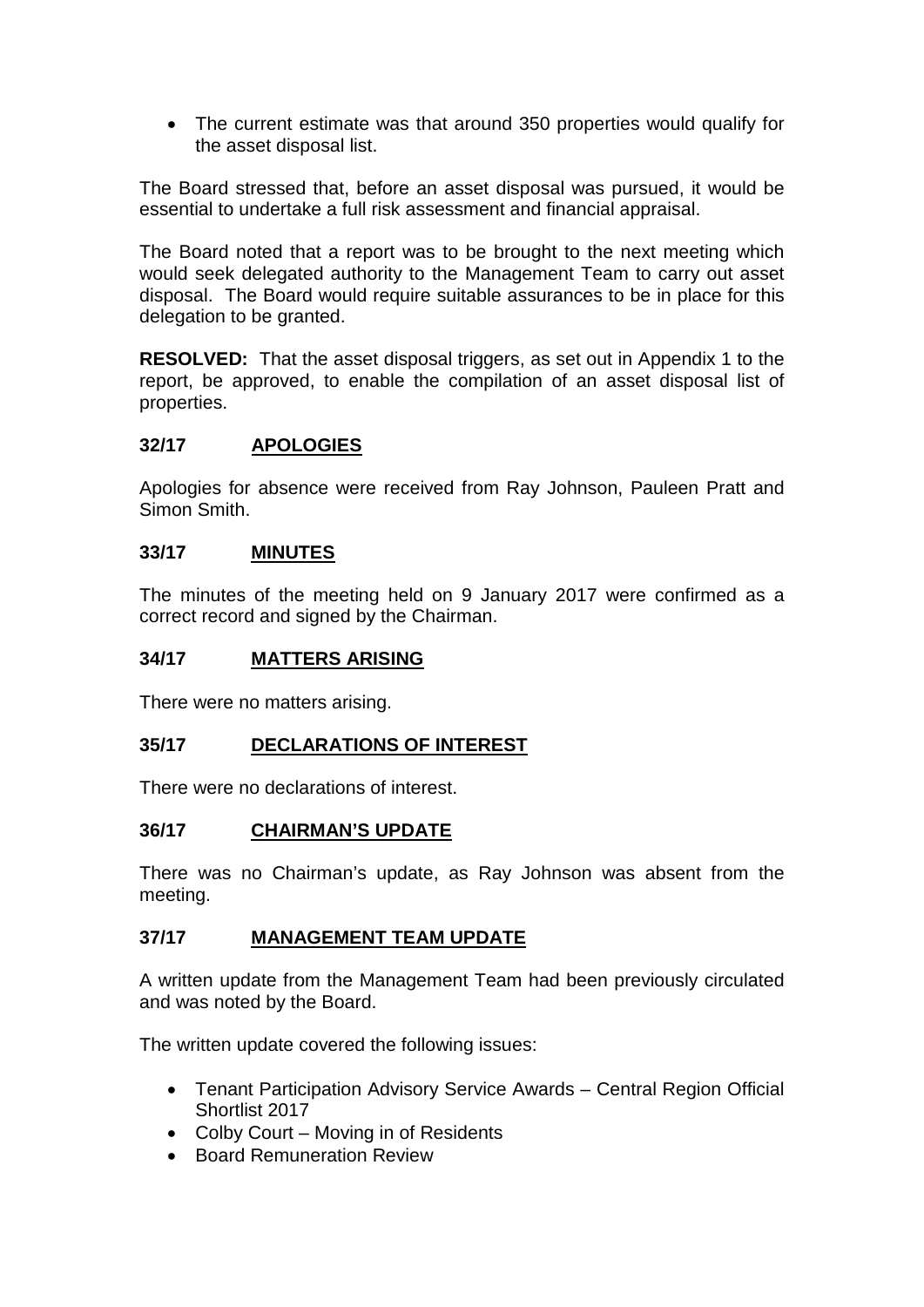- The current estimate was that around 350 properties would qualify for the asset disposal list.

The Board stressed that, before an asset disposal was pursued, it would be essential to undertake a full risk assessment and financial appraisal.

The Board noted that a report was to be brought to the next meeting which would seek delegated authority to the Management Team to carry out asset disposal. The Board would require suitable assurances to be in place for this delegation to be granted.

**RESOLVED:** That the asset disposal triggers, as set out in Appendix 1 to the report, be approved, to enable the compilation of an asset disposal list of properties.

## 32/17 APOLOGIES

Apologies for absence were received from Ray Johnson, Pauleen Pratt and Simon Smith.

## 33/17 MINUTES

The minutes of the meeting held on 9 January 2017 were confirmed as a correct record and signed by the Chairman.

## 34/17 MATTERS ARISING

There were no matters arising.

## 35/17 DECLARATIONS OF INTEREST

There were no declarations of interest.

## 36/17 CHAIRMAN'S UPDATE

There was no Chairman's update, as Ray Johnson was absent from the meeting.

## 37/17 MANAGEMENT TEAM UPDATE

A written update from the Management Team had been previously circulated and was noted by the Board.

The written update covered the following issues:

- Tenant Participation Advisory Service Awards – Central Region Official Shortlist 2017
- Colby Court – Moving in of Residents
- Board Remuneration Review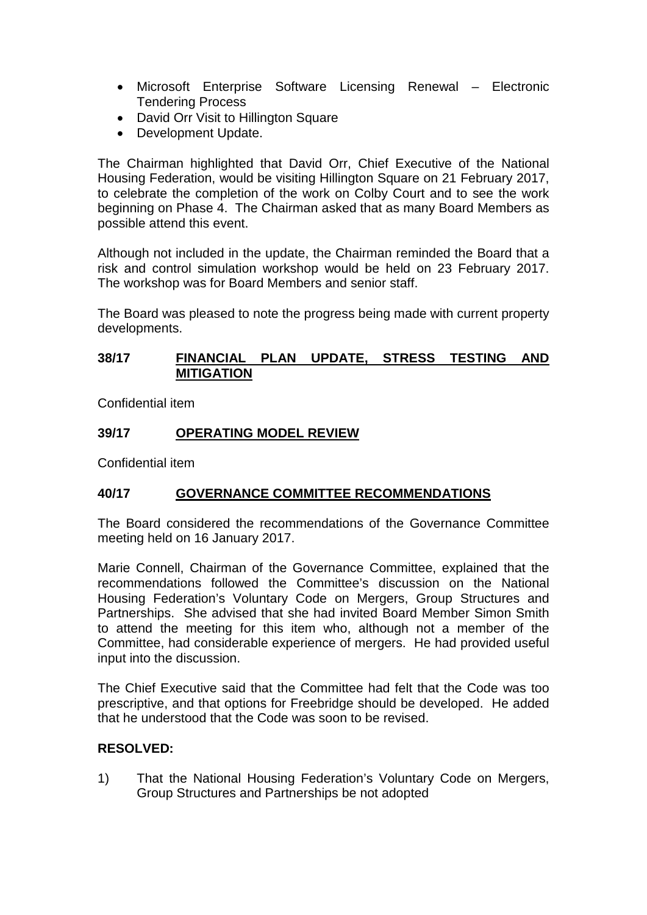- Microsoft Enterprise Software Licensing Renewal – Electronic Tendering Process
- David Orr Visit to Hillington Square
- Development Update.

The Chairman highlighted that David Orr, Chief Executive of the National Housing Federation, would be visiting Hillington Square on 21 February 2017, to celebrate the completion of the work on Colby Court and to see the work beginning on Phase 4. The Chairman asked that as many Board Members as possible attend this event.

Although not included in the update, the Chairman reminded the Board that a risk and control simulation workshop would be held on 23 February 2017. The workshop was for Board Members and senior staff.

The Board was pleased to note the progress being made with current property developments.

## 38/17 FINANCIAL PLAN UPDATE, STRESS TESTING AND MITIGATION

Confidential item

## 39/17 OPERATING MODEL REVIEW

Confidential item

## 40/17 GOVERNANCE COMMITTEE RECOMMENDATIONS

The Board considered the recommendations of the Governance Committee meeting held on 16 January 2017.

Marie Connell, Chairman of the Governance Committee, explained that the recommendations followed the Committee's discussion on the National Housing Federation's Voluntary Code on Mergers, Group Structures and Partnerships. She advised that she had invited Board Member Simon Smith to attend the meeting for this item who, although not a member of the Committee, had considerable experience of mergers. He had provided useful input into the discussion.

The Chief Executive said that the Committee had felt that the Code was too prescriptive, and that options for Freebridge should be developed. He added that he understood that the Code was soon to be revised.

**RESOLVED:**

1) That the National Housing Federation's Voluntary Code on Mergers, Group Structures and Partnerships be not adopted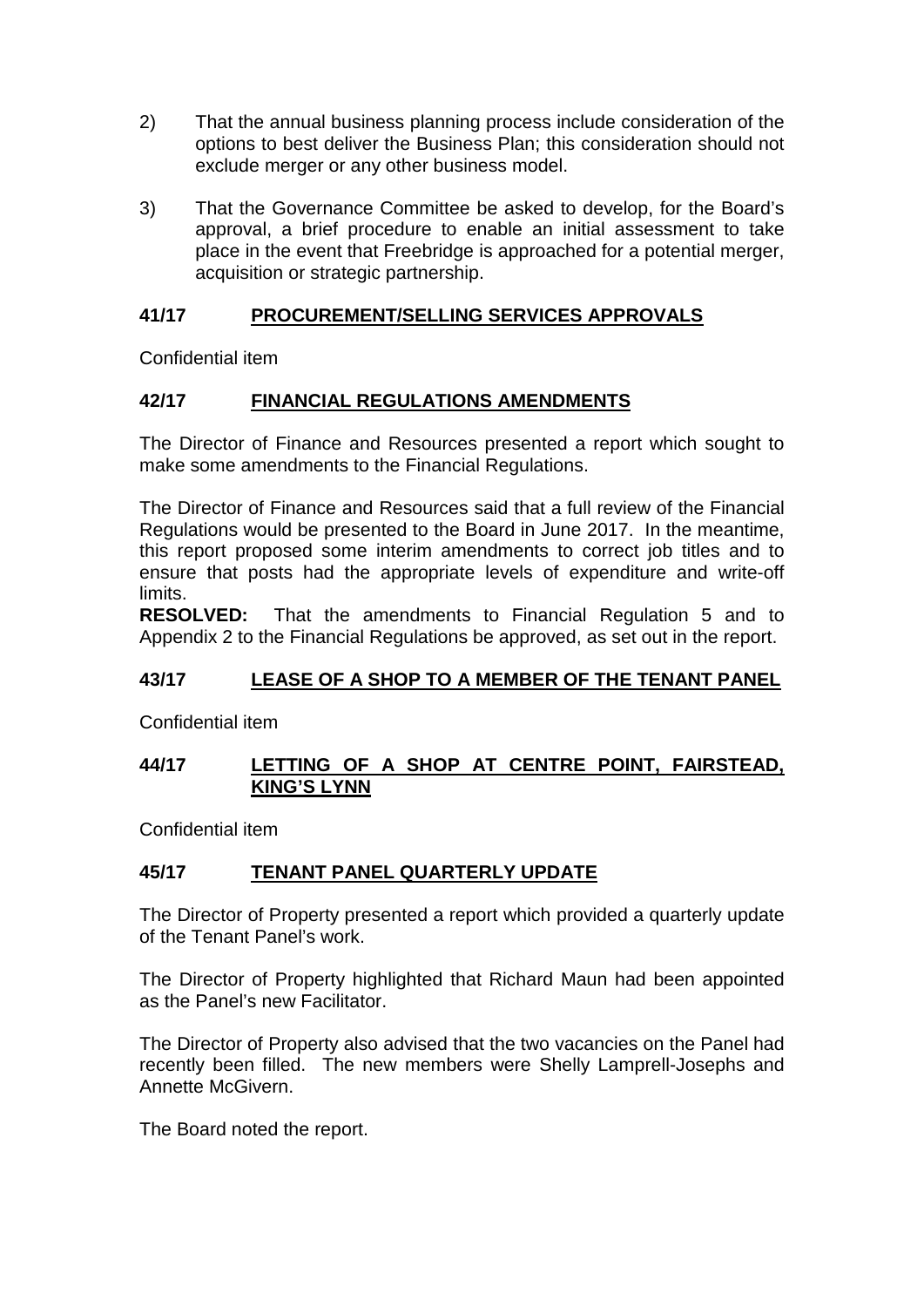2) That the annual business planning process include consideration of the options to best deliver the Business Plan; this consideration should not exclude merger or any other business model.

3) That the Governance Committee be asked to develop, for the Board's approval, a brief procedure to enable an initial assessment to take place in the event that Freebridge is approached for a potential merger, acquisition or strategic partnership.

## 41/17 PROCUREMENT/SELLING SERVICES APPROVALS

Confidential item

## 42/17 FINANCIAL REGULATIONS AMENDMENTS

The Director of Finance and Resources presented a report which sought to make some amendments to the Financial Regulations.

The Director of Finance and Resources said that a full review of the Financial Regulations would be presented to the Board in June 2017. In the meantime, this report proposed some interim amendments to correct job titles and to ensure that posts had the appropriate levels of expenditure and write-off limits.

**RESOLVED:** That the amendments to Financial Regulation 5 and to Appendix 2 to the Financial Regulations be approved, as set out in the report.

## 43/17 LEASE OF A SHOP TO A MEMBER OF THE TENANT PANEL

Confidential item

## 44/17 LETTING OF A SHOP AT CENTRE POINT, FAIRSTEAD, KING'S LYNN

Confidential item

## 45/17 TENANT PANEL QUARTERLY UPDATE

The Director of Property presented a report which provided a quarterly update of the Tenant Panel's work.

The Director of Property highlighted that Richard Maun had been appointed as the Panel's new Facilitator.

The Director of Property also advised that the two vacancies on the Panel had recently been filled. The new members were Shelly Lamprell-Josephs and Annette McGivern.

The Board noted the report.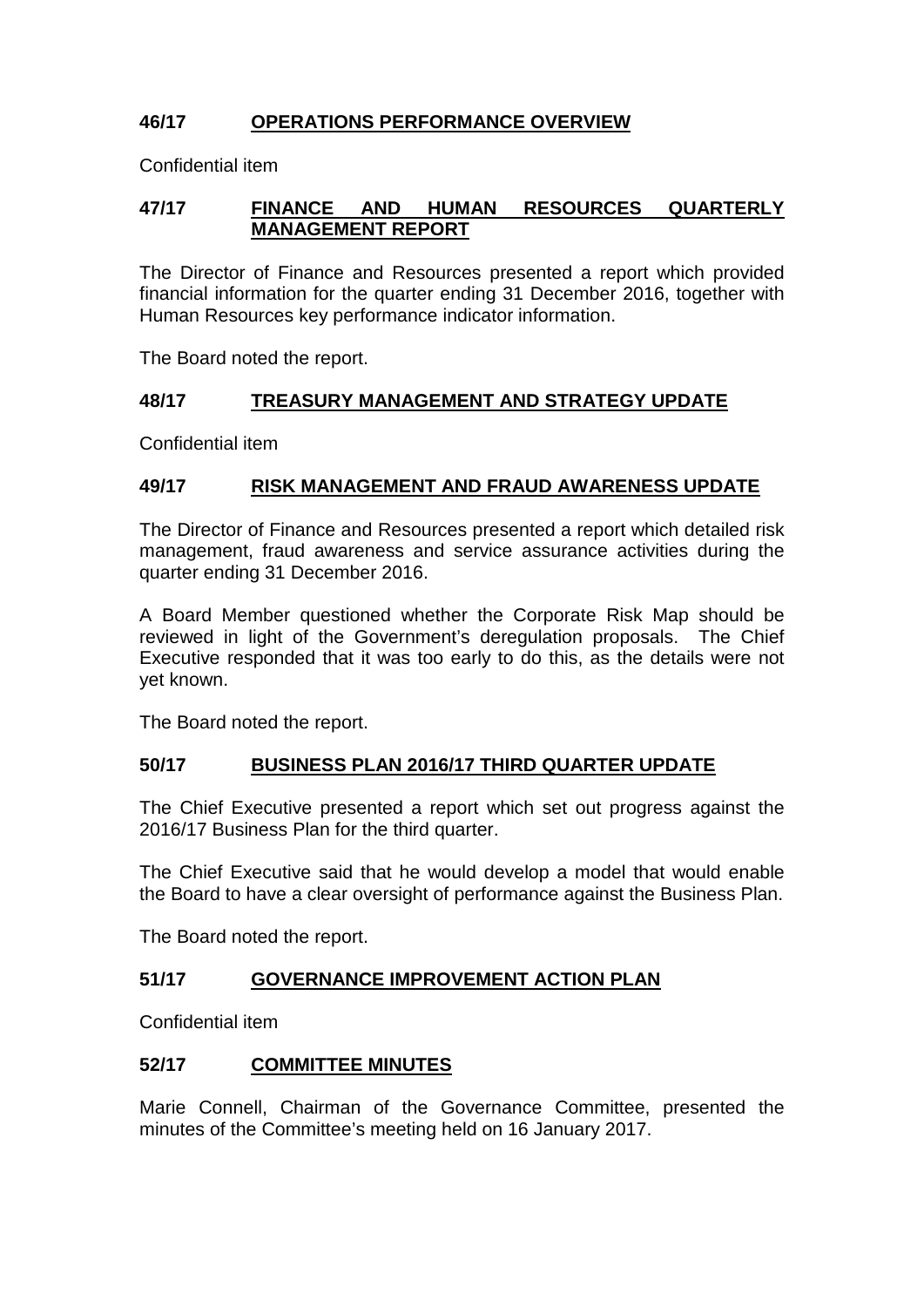## 46/17 OPERATIONS PERFORMANCE OVERVIEW

Confidential item

## 47/17 FINANCE AND HUMAN RESOURCES QUARTERLY MANAGEMENT REPORT

The Director of Finance and Resources presented a report which provided financial information for the quarter ending 31 December 2016, together with Human Resources key performance indicator information.

The Board noted the report.

## 48/17 TREASURY MANAGEMENT AND STRATEGY UPDATE

Confidential item

## 49/17 RISK MANAGEMENT AND FRAUD AWARENESS UPDATE

The Director of Finance and Resources presented a report which detailed risk management, fraud awareness and service assurance activities during the quarter ending 31 December 2016.

A Board Member questioned whether the Corporate Risk Map should be reviewed in light of the Government's deregulation proposals. The Chief Executive responded that it was too early to do this, as the details were not yet known.

The Board noted the report.

## 50/17 BUSINESS PLAN 2016/17 THIRD QUARTER UPDATE

The Chief Executive presented a report which set out progress against the 2016/17 Business Plan for the third quarter.

The Chief Executive said that he would develop a model that would enable the Board to have a clear oversight of performance against the Business Plan.

The Board noted the report.

## 51/17 GOVERNANCE IMPROVEMENT ACTION PLAN

Confidential item

## 52/17 COMMITTEE MINUTES

Marie Connell, Chairman of the Governance Committee, presented the minutes of the Committee's meeting held on 16 January 2017.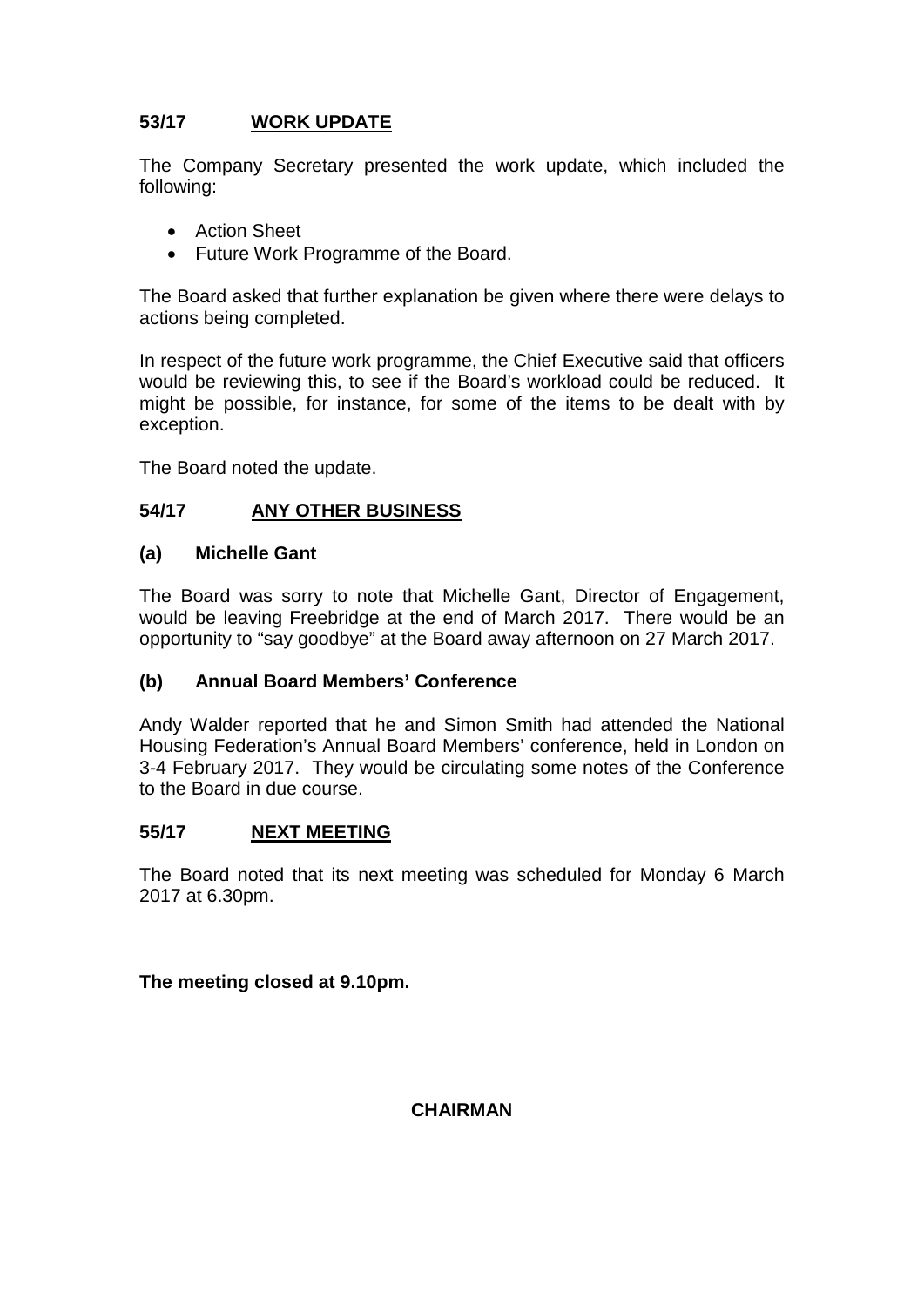## 53/17 WORK UPDATE

The Company Secretary presented the work update, which included the following:

- Action Sheet
- Future Work Programme of the Board.

The Board asked that further explanation be given where there were delays to actions being completed.

In respect of the future work programme, the Chief Executive said that officers would be reviewing this, to see if the Board's workload could be reduced. It might be possible, for instance, for some of the items to be dealt with by exception.

The Board noted the update.

## 54/17 ANY OTHER BUSINESS

### (a) Michelle Gant

The Board was sorry to note that Michelle Gant, Director of Engagement, would be leaving Freebridge at the end of March 2017. There would be an opportunity to "say goodbye" at the Board away afternoon on 27 March 2017.

### (b) Annual Board Members' Conference

Andy Walder reported that he and Simon Smith had attended the National Housing Federation's Annual Board Members' conference, held in London on 3-4 February 2017. They would be circulating some notes of the Conference to the Board in due course.

## 55/17 NEXT MEETING

The Board noted that its next meeting was scheduled for Monday 6 March 2017 at 6.30pm.

**The meeting closed at 9.10pm.**

**CHAIRMAN**